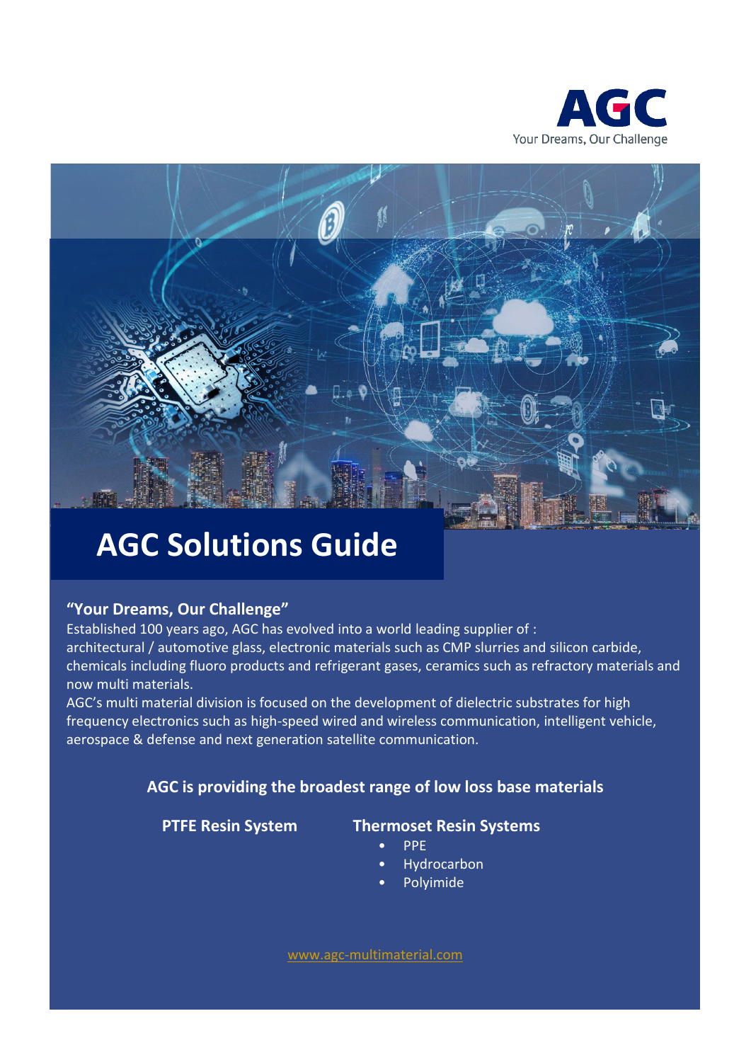AGC

Your Dreams, Our Challenge

# AGC Solutions Guide

### "Your Dreams, Our Challenge"

Established 100 years ago, AGC has evolved into a world leading supplier of :
architectural / automotive glass, electronic materials such as CMP slurries and silicon carbide, chemicals including fluoro products and refrigerant gases, ceramics such as refractory materials and now multi materials.
AGC's multi material division is focused on the development of dielectric substrates for high frequency electronics such as high-speed wired and wireless communication, intelligent vehicle, aerospace & defense and next generation satellite communication.

### AGC is providing the broadest range of low loss base materials

**PTFE Resin System**

**Thermoset Resin Systems**

- PPE
- Hydrocarbon
- Polyimide

www.agc-multimaterial.com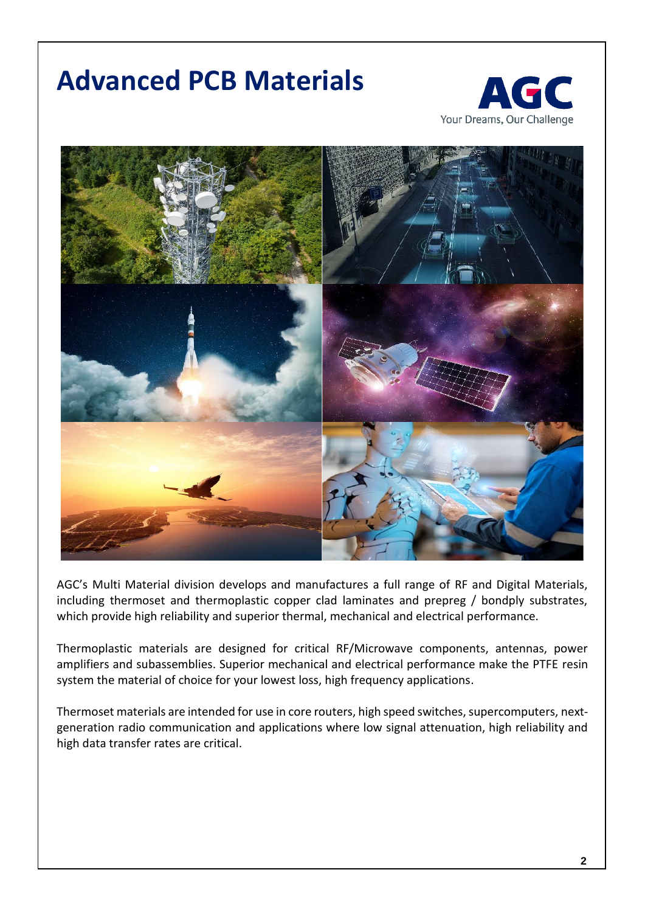# Advanced PCB Materials

AGC
Your Dreams, Our Challenge

AGC's Multi Material division develops and manufactures a full range of RF and Digital Materials, including thermoset and thermoplastic copper clad laminates and prepreg / bondply substrates, which provide high reliability and superior thermal, mechanical and electrical performance.

Thermoplastic materials are designed for critical RF/Microwave components, antennas, power amplifiers and subassemblies. Superior mechanical and electrical performance make the PTFE resin system the material of choice for your lowest loss, high frequency applications.

Thermoset materials are intended for use in core routers, high speed switches, supercomputers, next-generation radio communication and applications where low signal attenuation, high reliability and high data transfer rates are critical.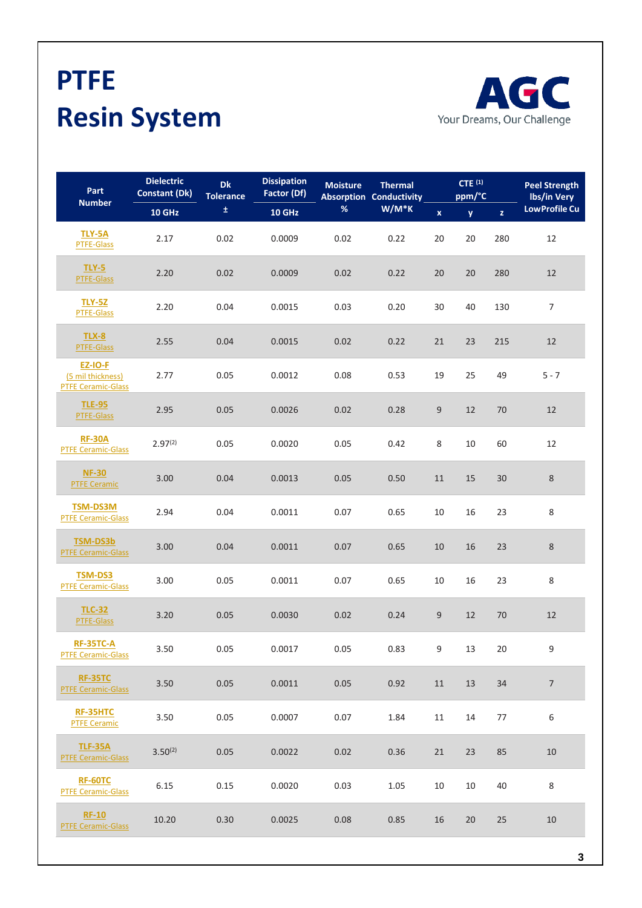# PTFE Resin System

AGC
Your Dreams, Our Challenge

| Part Number | Dielectric Constant (Dk) 10 GHz | Dk Tolerance ± | Dissipation Factor (Df) 10 GHz | Moisture Absorption % | Thermal Conductivity W/M*K | CTE [1] ppm/°C | | | Peel Strength lbs/in Very LowProfile Cu |
|---|---|---|---|---|---|---|---|---|---|
| | | | | | | x | y | z | |
| TLY-5A PTFE-Glass | 2.17 | 0.02 | 0.0009 | 0.02 | 0.22 | 20 | 20 | 280 | 12 |
| TLY-5 PTFE-Glass | 2.20 | 0.02 | 0.0009 | 0.02 | 0.22 | 20 | 20 | 280 | 12 |
| TLY-5Z PTFE-Glass | 2.20 | 0.04 | 0.0015 | 0.03 | 0.20 | 30 | 40 | 130 | 7 |
| TLX-8 PTFE-Glass | 2.55 | 0.04 | 0.0015 | 0.02 | 0.22 | 21 | 23 | 215 | 12 |
| EZ-IO-F (5 mil thickness) PTFE Ceramic-Glass | 2.77 | 0.05 | 0.0012 | 0.08 | 0.53 | 19 | 25 | 49 | 5 - 7 |
| TLE-95 PTFE-Glass | 2.95 | 0.05 | 0.0026 | 0.02 | 0.28 | 9 | 12 | 70 | 12 |
| RF-30A PTFE Ceramic-Glass | 2.97[2] | 0.05 | 0.0020 | 0.05 | 0.42 | 8 | 10 | 60 | 12 |
| NF-30 PTFE Ceramic | 3.00 | 0.04 | 0.0013 | 0.05 | 0.50 | 11 | 15 | 30 | 8 |
| TSM-DS3M PTFE Ceramic-Glass | 2.94 | 0.04 | 0.0011 | 0.07 | 0.65 | 10 | 16 | 23 | 8 |
| TSM-DS3b PTFE Ceramic-Glass | 3.00 | 0.04 | 0.0011 | 0.07 | 0.65 | 10 | 16 | 23 | 8 |
| TSM-DS3 PTFE Ceramic-Glass | 3.00 | 0.05 | 0.0011 | 0.07 | 0.65 | 10 | 16 | 23 | 8 |
| TLC-32 PTFE-Glass | 3.20 | 0.05 | 0.0030 | 0.02 | 0.24 | 9 | 12 | 70 | 12 |
| RF-35TC-A PTFE Ceramic-Glass | 3.50 | 0.05 | 0.0017 | 0.05 | 0.83 | 9 | 13 | 20 | 9 |
| RF-35TC PTFE Ceramic-Glass | 3.50 | 0.05 | 0.0011 | 0.05 | 0.92 | 11 | 13 | 34 | 7 |
| RF-35HTC PTFE Ceramic | 3.50 | 0.05 | 0.0007 | 0.07 | 1.84 | 11 | 14 | 77 | 6 |
| TLF-35A PTFE Ceramic-Glass | 3.50[2] | 0.05 | 0.0022 | 0.02 | 0.36 | 21 | 23 | 85 | 10 |
| RF-60TC PTFE Ceramic-Glass | 6.15 | 0.15 | 0.0020 | 0.03 | 1.05 | 10 | 10 | 40 | 8 |
| RF-10 PTFE Ceramic-Glass | 10.20 | 0.30 | 0.0025 | 0.08 | 0.85 | 16 | 20 | 25 | 10 |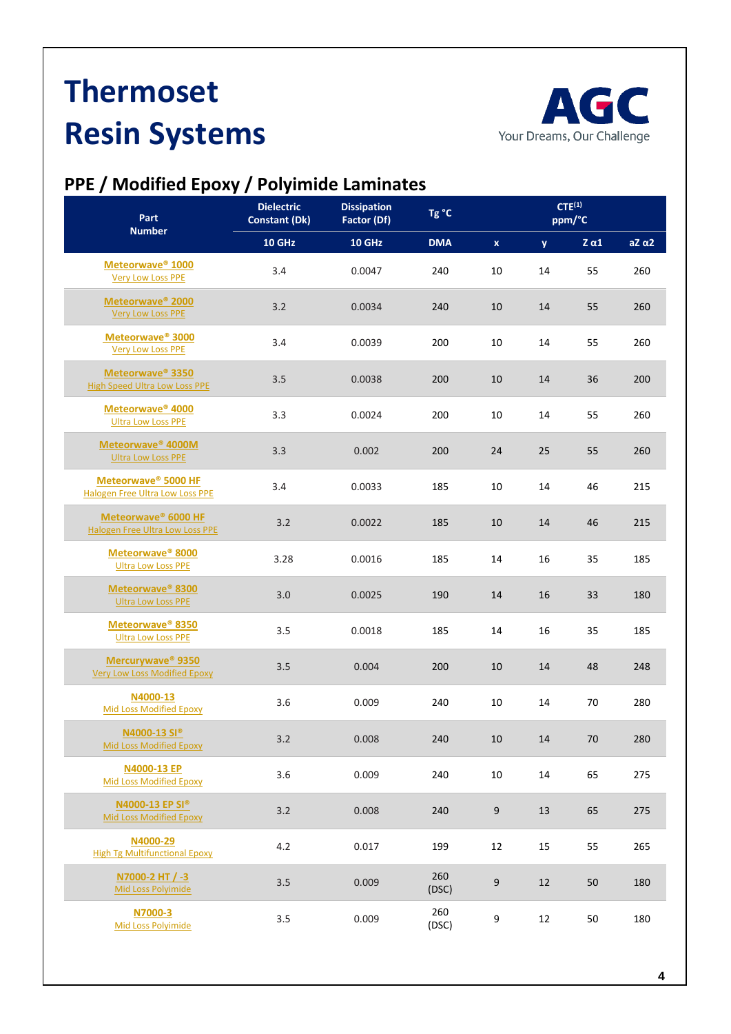# Thermoset Resin Systems

AGC
Your Dreams, Our Challenge

## PPE / Modified Epoxy / Polyimide Laminates

| Part Number | Dielectric Constant (Dk) | Dissipation Factor (Df) | Tg °C | CTE[1] ppm/°C | | | |
|---|---|---|---|---|---|---|---|
| | 10 GHz | 10 GHz | DMA | x | y | Z α1 | aZ α2 |
| Meteorwave® 1000<br>Very Low Loss PPE | 3.4 | 0.0047 | 240 | 10 | 14 | 55 | 260 |
| Meteorwave® 2000<br>Very Low Loss PPE | 3.2 | 0.0034 | 240 | 10 | 14 | 55 | 260 |
| Meteorwave® 3000<br>Very Low Loss PPE | 3.4 | 0.0039 | 200 | 10 | 14 | 55 | 260 |
| Meteorwave® 3350<br>High Speed Ultra Low Loss PPE | 3.5 | 0.0038 | 200 | 10 | 14 | 36 | 200 |
| Meteorwave® 4000<br>Ultra Low Loss PPE | 3.3 | 0.0024 | 200 | 10 | 14 | 55 | 260 |
| Meteorwave® 4000M<br>Ultra Low Loss PPE | 3.3 | 0.002 | 200 | 24 | 25 | 55 | 260 |
| Meteorwave® 5000 HF<br>Halogen Free Ultra Low Loss PPE | 3.4 | 0.0033 | 185 | 10 | 14 | 46 | 215 |
| Meteorwave® 6000 HF<br>Halogen Free Ultra Low Loss PPE | 3.2 | 0.0022 | 185 | 10 | 14 | 46 | 215 |
| Meteorwave® 8000<br>Ultra Low Loss PPE | 3.28 | 0.0016 | 185 | 14 | 16 | 35 | 185 |
| Meteorwave® 8300<br>Ultra Low Loss PPE | 3.0 | 0.0025 | 190 | 14 | 16 | 33 | 180 |
| Meteorwave® 8350<br>Ultra Low Loss PPE | 3.5 | 0.0018 | 185 | 14 | 16 | 35 | 185 |
| Mercurywave® 9350<br>Very Low Loss Modified Epoxy | 3.5 | 0.004 | 200 | 10 | 14 | 48 | 248 |
| N4000-13<br>Mid Loss Modified Epoxy | 3.6 | 0.009 | 240 | 10 | 14 | 70 | 280 |
| N4000-13 SI®<br>Mid Loss Modified Epoxy | 3.2 | 0.008 | 240 | 10 | 14 | 70 | 280 |
| N4000-13 EP<br>Mid Loss Modified Epoxy | 3.6 | 0.009 | 240 | 10 | 14 | 65 | 275 |
| N4000-13 EP SI®<br>Mid Loss Modified Epoxy | 3.2 | 0.008 | 240 | 9 | 13 | 65 | 275 |
| N4000-29<br>High Tg Multifunctional Epoxy | 4.2 | 0.017 | 199 | 12 | 15 | 55 | 265 |
| N7000-2 HT / -3<br>Mid Loss Polyimide | 3.5 | 0.009 | 260 (DSC) | 9 | 12 | 50 | 180 |
| N7000-3<br>Mid Loss Polyimide | 3.5 | 0.009 | 260 (DSC) | 9 | 12 | 50 | 180 |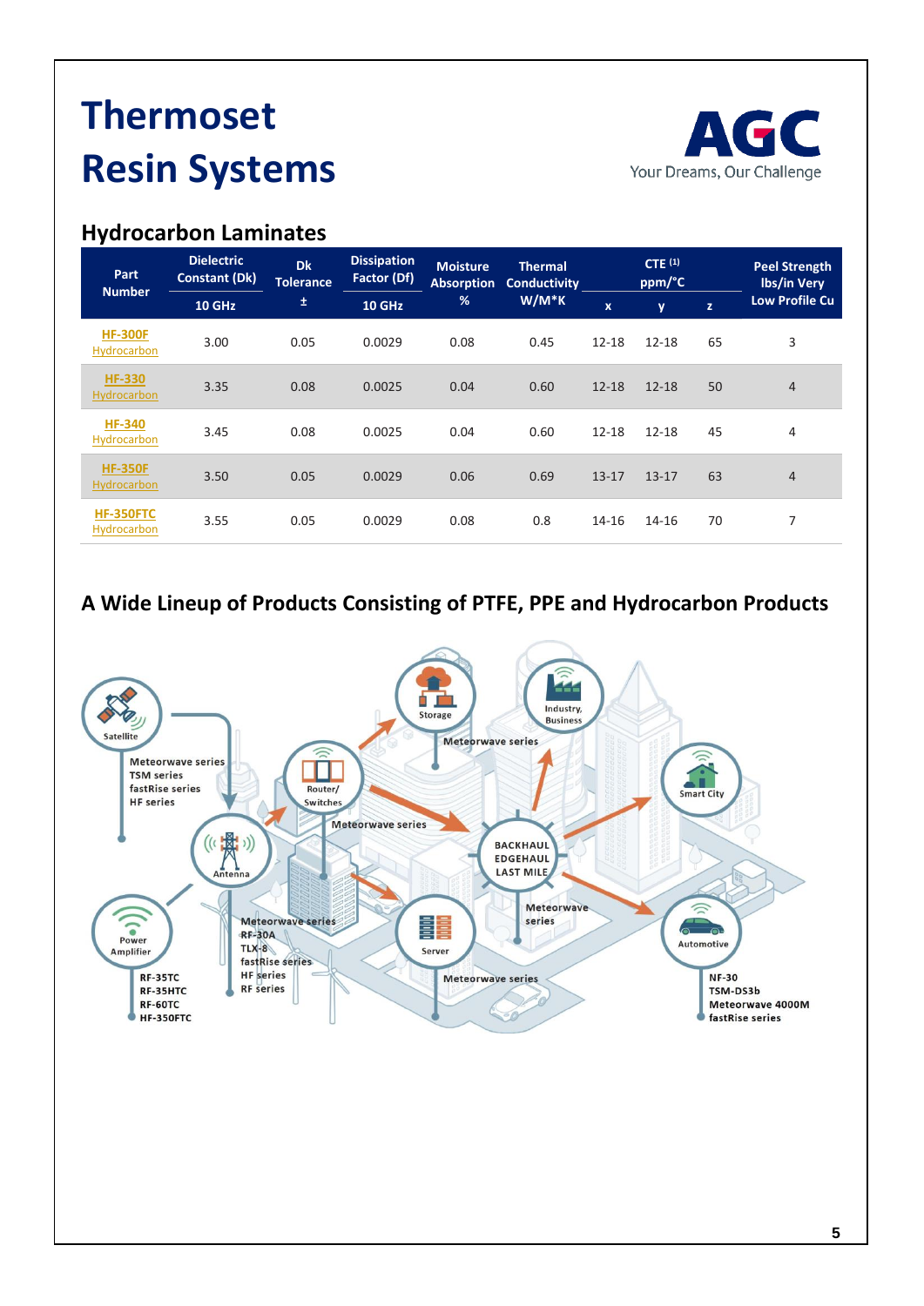# Thermoset Resin Systems

AGC
Your Dreams, Our Challenge

## Hydrocarbon Laminates

| Part Number | Dielectric Constant (Dk) | Dk Tolerance | Dissipation Factor (Df) | Moisture Absorption | Thermal Conductivity | CTE [1] ppm/°C | | | Peel Strength lbs/in Very Low Profile Cu |
|---|---|---|---|---|---|---|---|---|---|
| | 10 GHz | ± | 10 GHz | % | W/M*K | x | y | z | |
| HF-300F Hydrocarbon | 3.00 | 0.05 | 0.0029 | 0.08 | 0.45 | 12-18 | 12-18 | 65 | 3 |
| HF-330 Hydrocarbon | 3.35 | 0.08 | 0.0025 | 0.04 | 0.60 | 12-18 | 12-18 | 50 | 4 |
| HF-340 Hydrocarbon | 3.45 | 0.08 | 0.0025 | 0.04 | 0.60 | 12-18 | 12-18 | 45 | 4 |
| HF-350F Hydrocarbon | 3.50 | 0.05 | 0.0029 | 0.06 | 0.69 | 13-17 | 13-17 | 63 | 4 |
| HF-350FTC Hydrocarbon | 3.55 | 0.05 | 0.0029 | 0.08 | 0.8 | 14-16 | 14-16 | 70 | 7 |

## A Wide Lineup of Products Consisting of PTFE, PPE and Hydrocarbon Products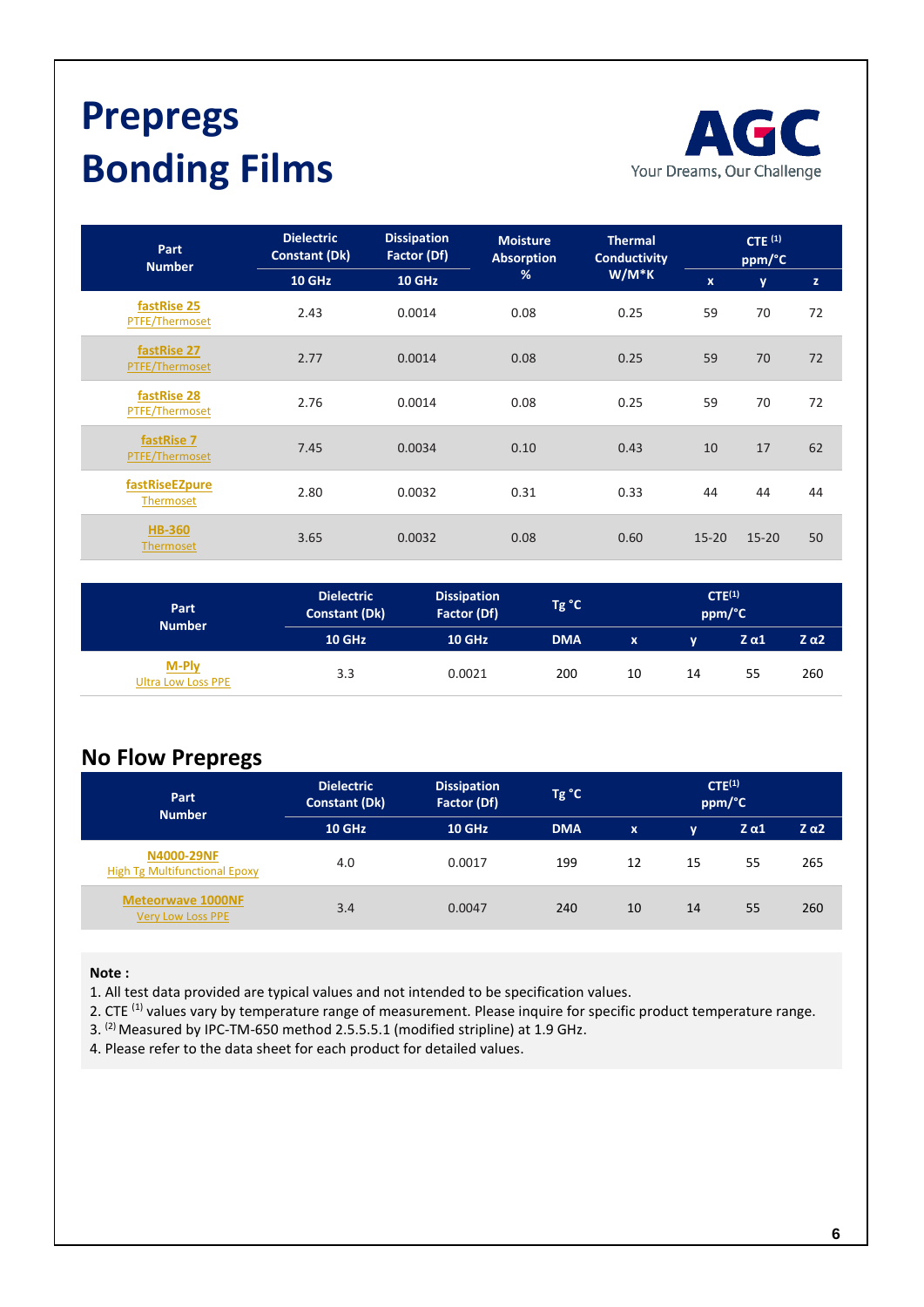# Prepregs
# Bonding Films

AGC
Your Dreams, Our Challenge

| Part Number | Dielectric Constant (Dk) | Dissipation Factor (Df) | Moisture Absorption % | Thermal Conductivity W/M*K | CTE [1] ppm/°C | | |
|---|---|---|---|---|---|---|---|
| | 10 GHz | 10 GHz | | | x | y | z |
| fastRise 25 PTFE/Thermoset | 2.43 | 0.0014 | 0.08 | 0.25 | 59 | 70 | 72 |
| fastRise 27 PTFE/Thermoset | 2.77 | 0.0014 | 0.08 | 0.25 | 59 | 70 | 72 |
| fastRise 28 PTFE/Thermoset | 2.76 | 0.0014 | 0.08 | 0.25 | 59 | 70 | 72 |
| fastRise 7 PTFE/Thermoset | 7.45 | 0.0034 | 0.10 | 0.43 | 10 | 17 | 62 |
| fastRiseEZpure Thermoset | 2.80 | 0.0032 | 0.31 | 0.33 | 44 | 44 | 44 |
| HB-360 Thermoset | 3.65 | 0.0032 | 0.08 | 0.60 | 15-20 | 15-20 | 50 |

| Part Number | Dielectric Constant (Dk) | Dissipation Factor (Df) | Tg °C | CTE[1] ppm/°C | | | |
|---|---|---|---|---|---|---|---|
| | 10 GHz | 10 GHz | DMA | x | y | Z α1 | Z α2 |
| M-Ply Ultra Low Loss PPE | 3.3 | 0.0021 | 200 | 10 | 14 | 55 | 260 |

## No Flow Prepregs

| Part Number | Dielectric Constant (Dk) | Dissipation Factor (Df) | Tg °C | CTE[1] ppm/°C | | | |
|---|---|---|---|---|---|---|---|
| | 10 GHz | 10 GHz | DMA | x | y | Z α1 | Z α2 |
| N4000-29NF High Tg Multifunctional Epoxy | 4.0 | 0.0017 | 199 | 12 | 15 | 55 | 265 |
| Meteorwave 1000NF Very Low Loss PPE | 3.4 | 0.0047 | 240 | 10 | 14 | 55 | 260 |

**Note :**

1. All test data provided are typical values and not intended to be specification values.
2. CTE [1] values vary by temperature range of measurement. Please inquire for specific product temperature range.
3. [2] Measured by IPC-TM-650 method 2.5.5.5.1 (modified stripline) at 1.9 GHz.
4. Please refer to the data sheet for each product for detailed values.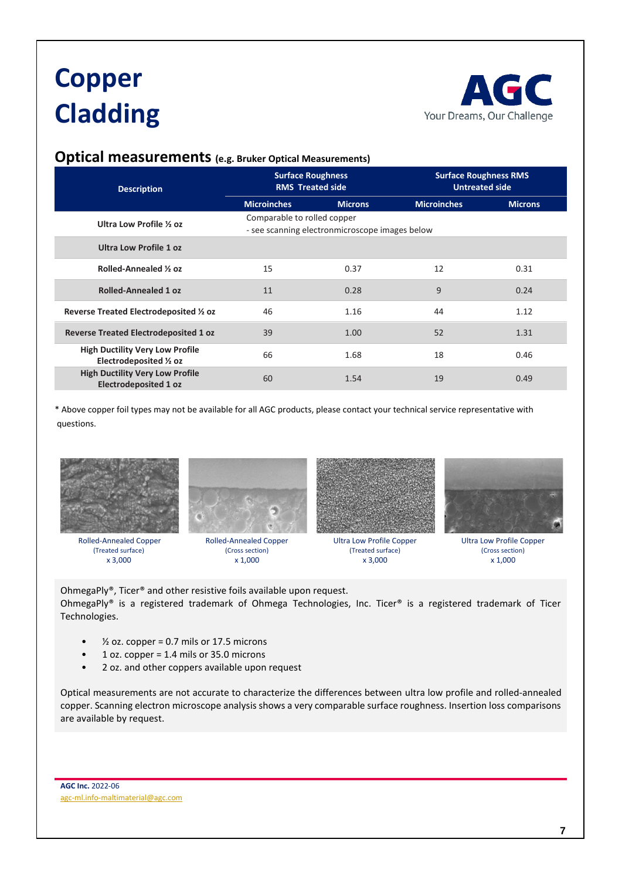# Copper Cladding

AGC
Your Dreams, Our Challenge

## Optical measurements (e.g. Bruker Optical Measurements)

| Description | Surface Roughness RMS Treated side | | Surface Roughness RMS Untreated side | |
|---|---|---|---|---|
| | Microinches | Microns | Microinches | Microns |
| Ultra Low Profile ½ oz | Comparable to rolled copper - see scanning electronmicroscope images below | | | |
| Ultra Low Profile 1 oz | | | | |
| Rolled-Annealed ½ oz | 15 | 0.37 | 12 | 0.31 |
| Rolled-Annealed 1 oz | 11 | 0.28 | 9 | 0.24 |
| Reverse Treated Electrodeposited ½ oz | 46 | 1.16 | 44 | 1.12 |
| Reverse Treated Electrodeposited 1 oz | 39 | 1.00 | 52 | 1.31 |
| High Ductility Very Low Profile Electrodeposited ½ oz | 66 | 1.68 | 18 | 0.46 |
| High Ductility Very Low Profile Electrodeposited 1 oz | 60 | 1.54 | 19 | 0.49 |

* Above copper foil types may not be available for all AGC products, please contact your technical service representative with questions.

Rolled-Annealed Copper (Treated surface) x 3,000

Rolled-Annealed Copper (Cross section) x 1,000

Ultra Low Profile Copper (Treated surface) x 3,000

Ultra Low Profile Copper (Cross section) x 1,000

OhmegaPly®, Ticer® and other resistive foils available upon request.
OhmegaPly® is a registered trademark of Ohmega Technologies, Inc. Ticer® is a registered trademark of Ticer Technologies.

- ½ oz. copper = 0.7 mils or 17.5 microns
- 1 oz. copper = 1.4 mils or 35.0 microns
- 2 oz. and other coppers available upon request

Optical measurements are not accurate to characterize the differences between ultra low profile and rolled-annealed copper. Scanning electron microscope analysis shows a very comparable surface roughness. Insertion loss comparisons are available by request.

**AGC Inc.** 2022-06
agc-ml.info-maltimaterial@agc.com